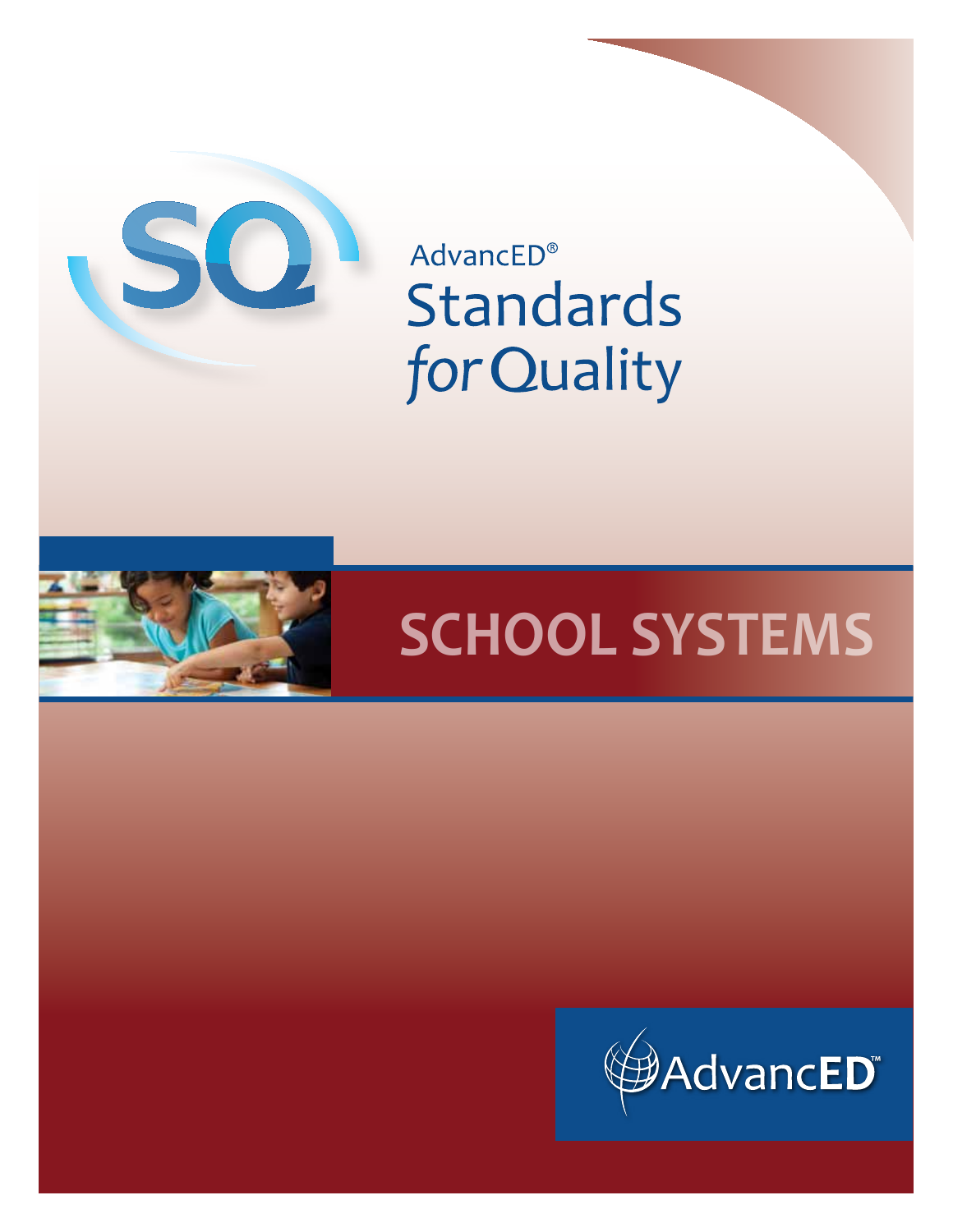SQ

AdvancED®

# Standards *for* Quality

## SCHOOL SYSTEMS

AdvancED™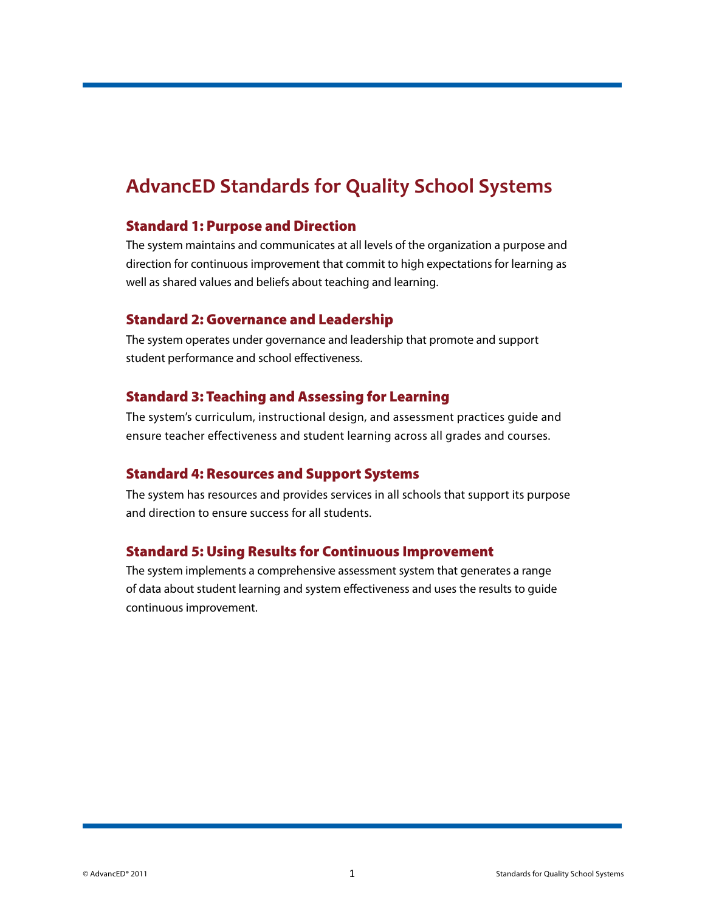# AdvancED Standards for Quality School Systems

## Standard 1: Purpose and Direction

The system maintains and communicates at all levels of the organization a purpose and direction for continuous improvement that commit to high expectations for learning as well as shared values and beliefs about teaching and learning.

## Standard 2: Governance and Leadership

The system operates under governance and leadership that promote and support student performance and school effectiveness.

## Standard 3: Teaching and Assessing for Learning

The system's curriculum, instructional design, and assessment practices guide and ensure teacher effectiveness and student learning across all grades and courses.

## Standard 4: Resources and Support Systems

The system has resources and provides services in all schools that support its purpose and direction to ensure success for all students.

## Standard 5: Using Results for Continuous Improvement

The system implements a comprehensive assessment system that generates a range of data about student learning and system effectiveness and uses the results to guide continuous improvement.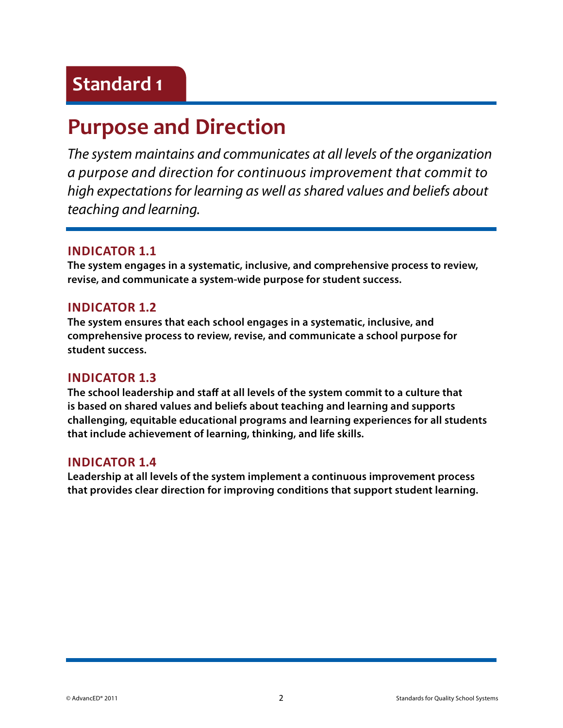# Standard 1

## Purpose and Direction

*The system maintains and communicates at all levels of the organization a purpose and direction for continuous improvement that commit to high expectations for learning as well as shared values and beliefs about teaching and learning.*

### INDICATOR 1.1

**The system engages in a systematic, inclusive, and comprehensive process to review, revise, and communicate a system-wide purpose for student success.**

### INDICATOR 1.2

**The system ensures that each school engages in a systematic, inclusive, and comprehensive process to review, revise, and communicate a school purpose for student success.**

### INDICATOR 1.3

**The school leadership and staff at all levels of the system commit to a culture that is based on shared values and beliefs about teaching and learning and supports challenging, equitable educational programs and learning experiences for all students that include achievement of learning, thinking, and life skills.**

### INDICATOR 1.4

**Leadership at all levels of the system implement a continuous improvement process that provides clear direction for improving conditions that support student learning.**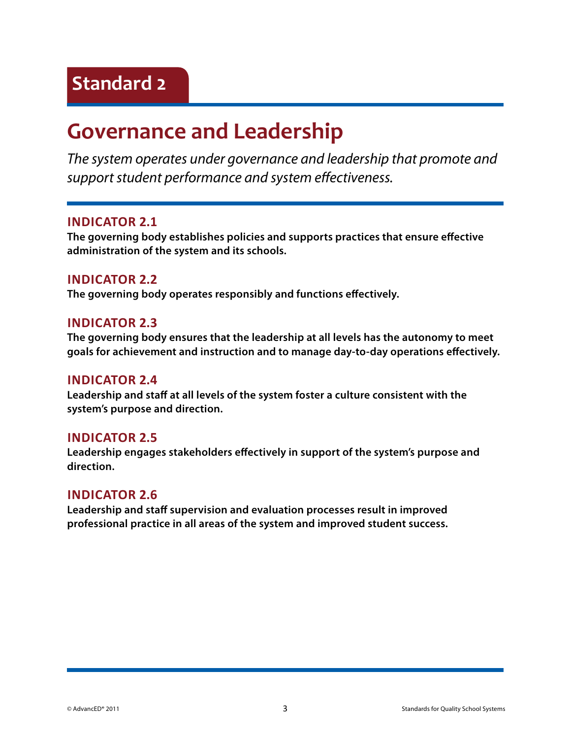## Standard 2

# Governance and Leadership

*The system operates under governance and leadership that promote and support student performance and system effectiveness.*

### INDICATOR 2.1

**The governing body establishes policies and supports practices that ensure effective administration of the system and its schools.**

### INDICATOR 2.2

**The governing body operates responsibly and functions effectively.**

### INDICATOR 2.3

**The governing body ensures that the leadership at all levels has the autonomy to meet goals for achievement and instruction and to manage day-to-day operations effectively.**

### INDICATOR 2.4

**Leadership and staff at all levels of the system foster a culture consistent with the system's purpose and direction.**

### INDICATOR 2.5

**Leadership engages stakeholders effectively in support of the system's purpose and direction.**

### INDICATOR 2.6

**Leadership and staff supervision and evaluation processes result in improved professional practice in all areas of the system and improved student success.**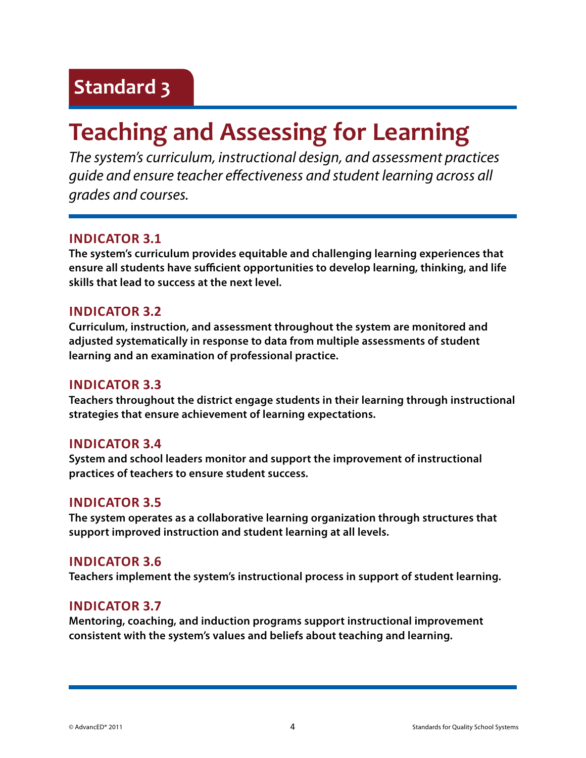## Standard 3

# Teaching and Assessing for Learning

*The system's curriculum, instructional design, and assessment practices guide and ensure teacher effectiveness and student learning across all grades and courses.*

### INDICATOR 3.1

**The system's curriculum provides equitable and challenging learning experiences that ensure all students have sufficient opportunities to develop learning, thinking, and life skills that lead to success at the next level.**

### INDICATOR 3.2

**Curriculum, instruction, and assessment throughout the system are monitored and adjusted systematically in response to data from multiple assessments of student learning and an examination of professional practice.**

### INDICATOR 3.3

**Teachers throughout the district engage students in their learning through instructional strategies that ensure achievement of learning expectations.**

### INDICATOR 3.4

**System and school leaders monitor and support the improvement of instructional practices of teachers to ensure student success.**

### INDICATOR 3.5

**The system operates as a collaborative learning organization through structures that support improved instruction and student learning at all levels.**

### INDICATOR 3.6

**Teachers implement the system's instructional process in support of student learning.**

### INDICATOR 3.7

**Mentoring, coaching, and induction programs support instructional improvement consistent with the system's values and beliefs about teaching and learning.**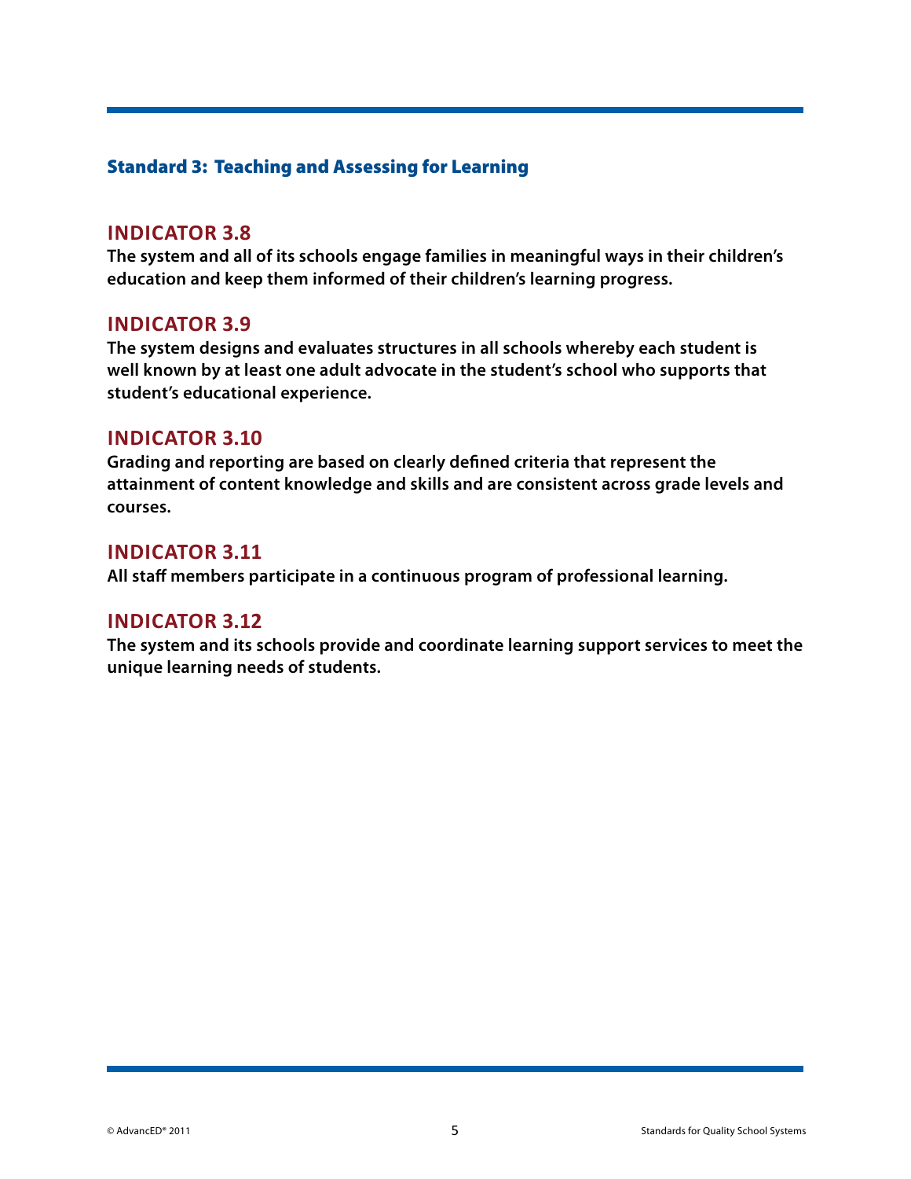## Standard 3: Teaching and Assessing for Learning

### INDICATOR 3.8

**The system and all of its schools engage families in meaningful ways in their children's education and keep them informed of their children's learning progress.**

### INDICATOR 3.9

**The system designs and evaluates structures in all schools whereby each student is well known by at least one adult advocate in the student's school who supports that student's educational experience.**

### INDICATOR 3.10

**Grading and reporting are based on clearly defined criteria that represent the attainment of content knowledge and skills and are consistent across grade levels and courses.**

### INDICATOR 3.11

**All staff members participate in a continuous program of professional learning.**

### INDICATOR 3.12

**The system and its schools provide and coordinate learning support services to meet the unique learning needs of students.**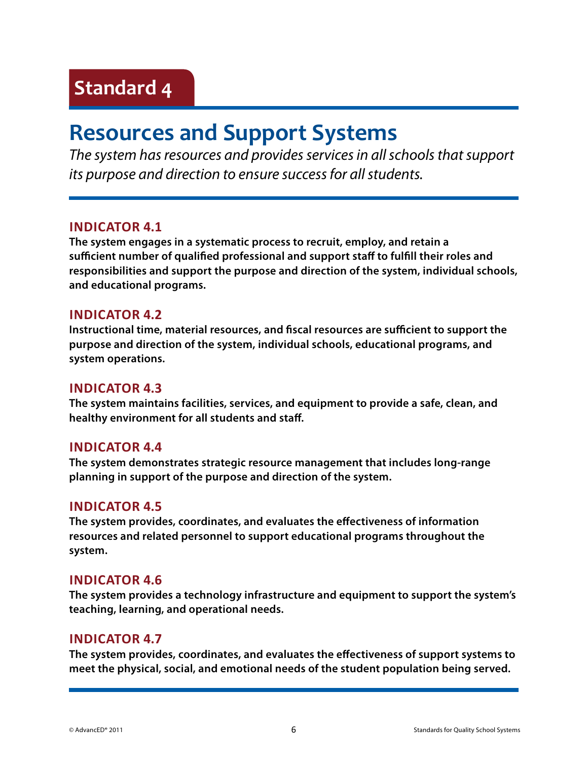# Standard 4

## Resources and Support Systems

*The system has resources and provides services in all schools that support its purpose and direction to ensure success for all students.*

### INDICATOR 4.1

**The system engages in a systematic process to recruit, employ, and retain a sufficient number of qualified professional and support staff to fulfill their roles and responsibilities and support the purpose and direction of the system, individual schools, and educational programs.**

### INDICATOR 4.2

**Instructional time, material resources, and fiscal resources are sufficient to support the purpose and direction of the system, individual schools, educational programs, and system operations.**

### INDICATOR 4.3

**The system maintains facilities, services, and equipment to provide a safe, clean, and healthy environment for all students and staff.**

### INDICATOR 4.4

**The system demonstrates strategic resource management that includes long-range planning in support of the purpose and direction of the system.**

### INDICATOR 4.5

**The system provides, coordinates, and evaluates the effectiveness of information resources and related personnel to support educational programs throughout the system.**

### INDICATOR 4.6

**The system provides a technology infrastructure and equipment to support the system's teaching, learning, and operational needs.**

### INDICATOR 4.7

**The system provides, coordinates, and evaluates the effectiveness of support systems to meet the physical, social, and emotional needs of the student population being served.**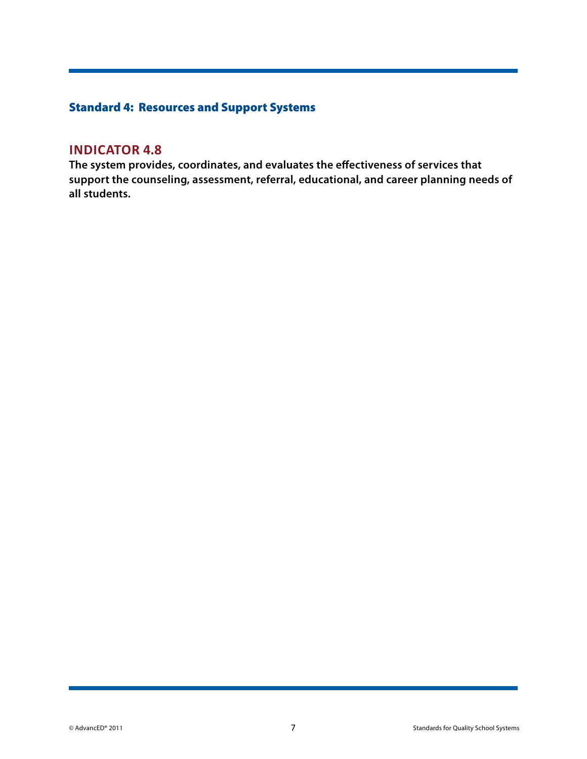## Standard 4: Resources and Support Systems

### INDICATOR 4.8

**The system provides, coordinates, and evaluates the effectiveness of services that support the counseling, assessment, referral, educational, and career planning needs of all students.**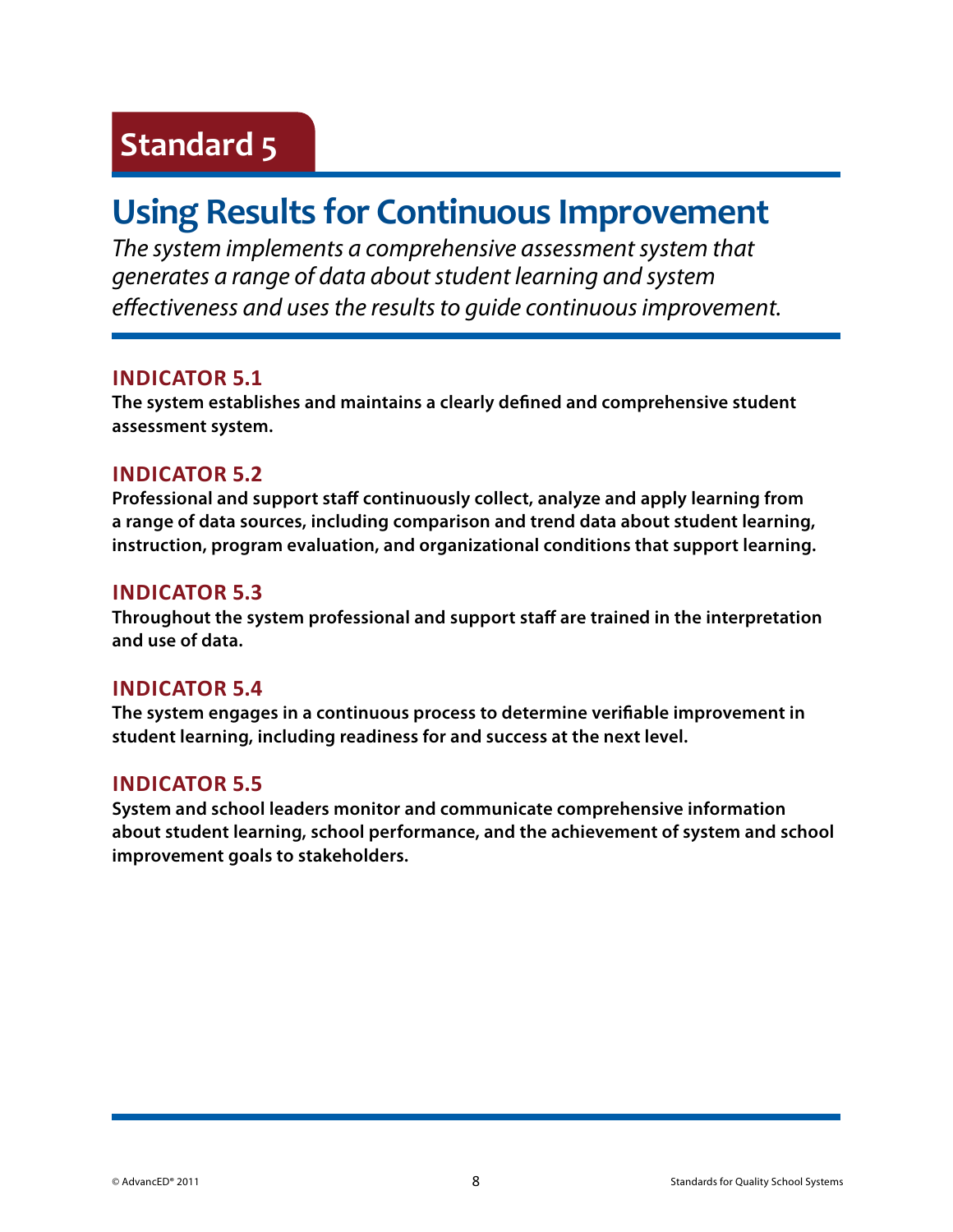## Standard 5

# Using Results for Continuous Improvement

*The system implements a comprehensive assessment system that generates a range of data about student learning and system effectiveness and uses the results to guide continuous improvement.*

### INDICATOR 5.1

**The system establishes and maintains a clearly defined and comprehensive student assessment system.**

### INDICATOR 5.2

**Professional and support staff continuously collect, analyze and apply learning from a range of data sources, including comparison and trend data about student learning, instruction, program evaluation, and organizational conditions that support learning.**

### INDICATOR 5.3

**Throughout the system professional and support staff are trained in the interpretation and use of data.**

### INDICATOR 5.4

**The system engages in a continuous process to determine verifiable improvement in student learning, including readiness for and success at the next level.**

### INDICATOR 5.5

**System and school leaders monitor and communicate comprehensive information about student learning, school performance, and the achievement of system and school improvement goals to stakeholders.**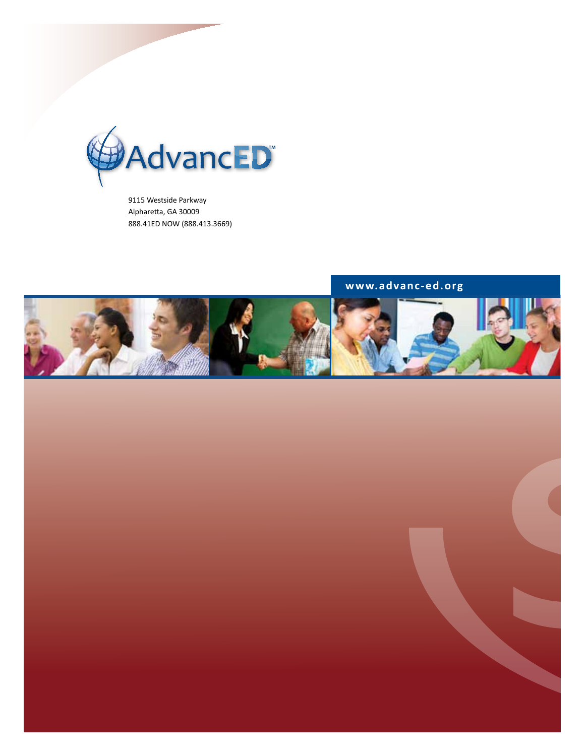AdvancED™

9115 Westside Parkway
Alpharetta, GA 30009
888.41ED NOW (888.413.3669)

www.advanc-ed.org